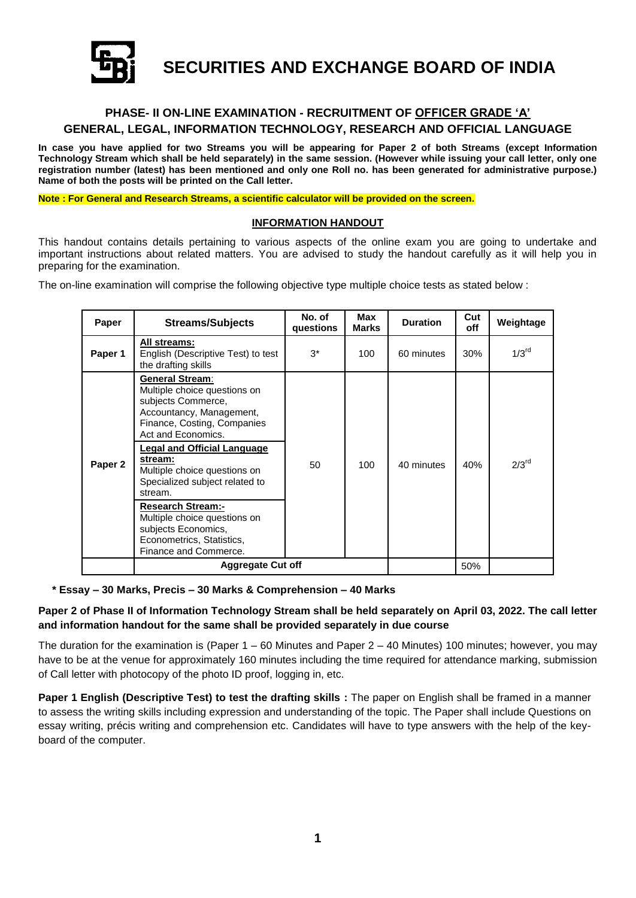# SECURITIES AND EXCHANGE BOARD OF INDIA

## PHASE- II ON-LINE EXAMINATION - RECRUITMENT OF OFFICER GRADE 'A'

## GENERAL, LEGAL, INFORMATION TECHNOLOGY, RESEARCH AND OFFICIAL LANGUAGE

**In case you have applied for two Streams you will be appearing for Paper 2 of both Streams (except Information Technology Stream which shall be held separately) in the same session. (However while issuing your call letter, only one registration number (latest) has been mentioned and only one Roll no. has been generated for administrative purpose.) Name of both the posts will be printed on the Call letter.**

**Note : For General and Research Streams, a scientific calculator will be provided on the screen.**

### INFORMATION HANDOUT

This handout contains details pertaining to various aspects of the online exam you are going to undertake and important instructions about related matters. You are advised to study the handout carefully as it will help you in preparing for the examination.

The on-line examination will comprise the following objective type multiple choice tests as stated below :

| Paper | Streams/Subjects | No. of questions | Max Marks | Duration | Cut off | Weightage |
|---|---|---|---|---|---|---|
| Paper 1 | **All streams:** English (Descriptive Test) to test the drafting skills | 3* | 100 | 60 minutes | 30% | 1/3rd |
| Paper 2 | **General Stream:** Multiple choice questions on subjects Commerce, Accountancy, Management, Finance, Costing, Companies Act and Economics.<br>**Legal and Official Language stream:** Multiple choice questions on Specialized subject related to stream.<br>**Research Stream:-** Multiple choice questions on subjects Economics, Econometrics, Statistics, Finance and Commerce. | 50 | 100 | 40 minutes | 40% | 2/3rd |
| | **Aggregate Cut off** | | | | 50% | |

**\* Essay – 30 Marks, Precis – 30 Marks & Comprehension – 40 Marks**

**Paper 2 of Phase II of Information Technology Stream shall be held separately on April 03, 2022. The call letter and information handout for the same shall be provided separately in due course**

The duration for the examination is (Paper 1 – 60 Minutes and Paper 2 – 40 Minutes) 100 minutes; however, you may have to be at the venue for approximately 160 minutes including the time required for attendance marking, submission of Call letter with photocopy of the photo ID proof, logging in, etc.

**Paper 1 English (Descriptive Test) to test the drafting skills :** The paper on English shall be framed in a manner to assess the writing skills including expression and understanding of the topic. The Paper shall include Questions on essay writing, précis writing and comprehension etc. Candidates will have to type answers with the help of the key-board of the computer.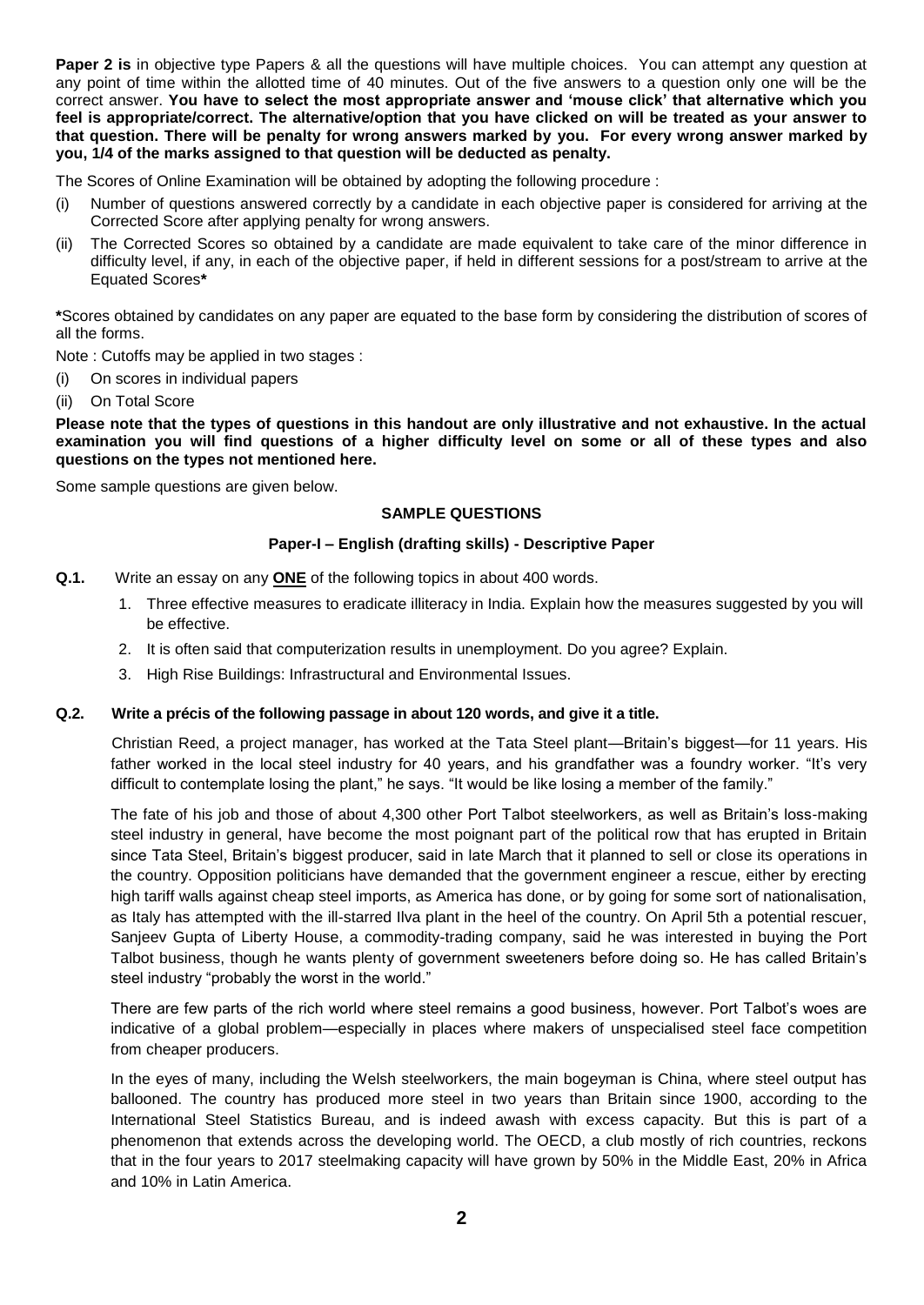**Paper 2 is** in objective type Papers & all the questions will have multiple choices. You can attempt any question at any point of time within the allotted time of 40 minutes. Out of the five answers to a question only one will be the correct answer. **You have to select the most appropriate answer and 'mouse click' that alternative which you feel is appropriate/correct. The alternative/option that you have clicked on will be treated as your answer to that question. There will be penalty for wrong answers marked by you. For every wrong answer marked by you, 1/4 of the marks assigned to that question will be deducted as penalty.**

The Scores of Online Examination will be obtained by adopting the following procedure :

(i) Number of questions answered correctly by a candidate in each objective paper is considered for arriving at the Corrected Score after applying penalty for wrong answers.

(ii) The Corrected Scores so obtained by a candidate are made equivalent to take care of the minor difference in difficulty level, if any, in each of the objective paper, if held in different sessions for a post/stream to arrive at the Equated Scores**\***

**\***Scores obtained by candidates on any paper are equated to the base form by considering the distribution of scores of all the forms.

Note : Cutoffs may be applied in two stages :

(i) On scores in individual papers

(ii) On Total Score

**Please note that the types of questions in this handout are only illustrative and not exhaustive. In the actual examination you will find questions of a higher difficulty level on some or all of these types and also questions on the types not mentioned here.**

Some sample questions are given below.

## SAMPLE QUESTIONS

### Paper-I – English (drafting skills) - Descriptive Paper

**Q.1.** Write an essay on any **ONE** of the following topics in about 400 words.

1. Three effective measures to eradicate illiteracy in India. Explain how the measures suggested by you will be effective.
2. It is often said that computerization results in unemployment. Do you agree? Explain.
3. High Rise Buildings: Infrastructural and Environmental Issues.

**Q.2. Write a précis of the following passage in about 120 words, and give it a title.**

Christian Reed, a project manager, has worked at the Tata Steel plant—Britain's biggest—for 11 years. His father worked in the local steel industry for 40 years, and his grandfather was a foundry worker. "It's very difficult to contemplate losing the plant," he says. "It would be like losing a member of the family."

The fate of his job and those of about 4,300 other Port Talbot steelworkers, as well as Britain's loss-making steel industry in general, have become the most poignant part of the political row that has erupted in Britain since Tata Steel, Britain's biggest producer, said in late March that it planned to sell or close its operations in the country. Opposition politicians have demanded that the government engineer a rescue, either by erecting high tariff walls against cheap steel imports, as America has done, or by going for some sort of nationalisation, as Italy has attempted with the ill-starred Ilva plant in the heel of the country. On April 5th a potential rescuer, Sanjeev Gupta of Liberty House, a commodity-trading company, said he was interested in buying the Port Talbot business, though he wants plenty of government sweeteners before doing so. He has called Britain's steel industry "probably the worst in the world."

There are few parts of the rich world where steel remains a good business, however. Port Talbot's woes are indicative of a global problem—especially in places where makers of unspecialised steel face competition from cheaper producers.

In the eyes of many, including the Welsh steelworkers, the main bogeyman is China, where steel output has ballooned. The country has produced more steel in two years than Britain since 1900, according to the International Steel Statistics Bureau, and is indeed awash with excess capacity. But this is part of a phenomenon that extends across the developing world. The OECD, a club mostly of rich countries, reckons that in the four years to 2017 steelmaking capacity will have grown by 50% in the Middle East, 20% in Africa and 10% in Latin America.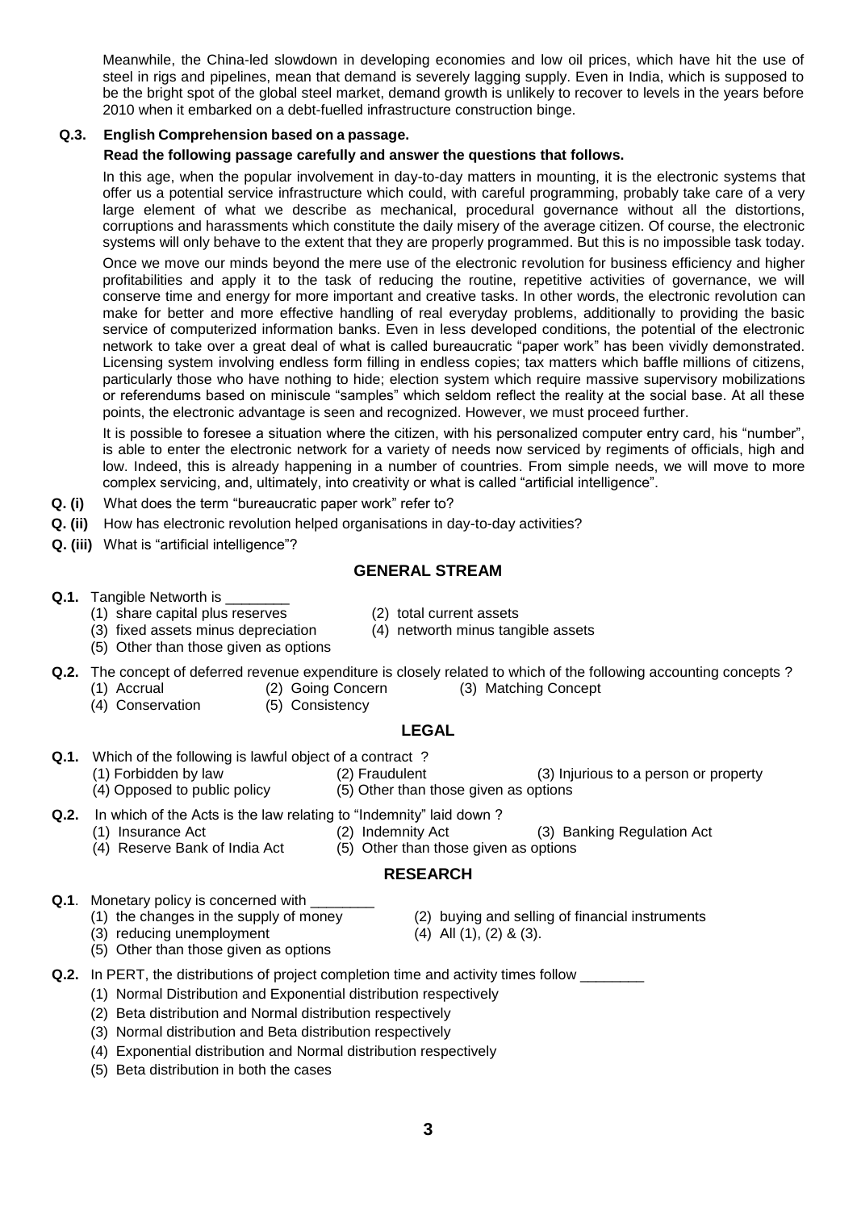Meanwhile, the China-led slowdown in developing economies and low oil prices, which have hit the use of steel in rigs and pipelines, mean that demand is severely lagging supply. Even in India, which is supposed to be the bright spot of the global steel market, demand growth is unlikely to recover to levels in the years before 2010 when it embarked on a debt-fuelled infrastructure construction binge.

**Q.3. English Comprehension based on a passage.**

**Read the following passage carefully and answer the questions that follows.**

In this age, when the popular involvement in day-to-day matters in mounting, it is the electronic systems that offer us a potential service infrastructure which could, with careful programming, probably take care of a very large element of what we describe as mechanical, procedural governance without all the distortions, corruptions and harassments which constitute the daily misery of the average citizen. Of course, the electronic systems will only behave to the extent that they are properly programmed. But this is no impossible task today.

Once we move our minds beyond the mere use of the electronic revolution for business efficiency and higher profitabilities and apply it to the task of reducing the routine, repetitive activities of governance, we will conserve time and energy for more important and creative tasks. In other words, the electronic revolution can make for better and more effective handling of real everyday problems, additionally to providing the basic service of computerized information banks. Even in less developed conditions, the potential of the electronic network to take over a great deal of what is called bureaucratic "paper work" has been vividly demonstrated. Licensing system involving endless form filling in endless copies; tax matters which baffle millions of citizens, particularly those who have nothing to hide; election system which require massive supervisory mobilizations or referendums based on miniscule "samples" which seldom reflect the reality at the social base. At all these points, the electronic advantage is seen and recognized. However, we must proceed further.

It is possible to foresee a situation where the citizen, with his personalized computer entry card, his "number", is able to enter the electronic network for a variety of needs now serviced by regiments of officials, high and low. Indeed, this is already happening in a number of countries. From simple needs, we will move to more complex servicing, and, ultimately, into creativity or what is called "artificial intelligence".

**Q. (i)** What does the term "bureaucratic paper work" refer to?

**Q. (ii)** How has electronic revolution helped organisations in day-to-day activities?

**Q. (iii)** What is "artificial intelligence"?

## GENERAL STREAM

**Q.1.** Tangible Networth is ________

(1) share capital plus reserves
(2) total current assets
(3) fixed assets minus depreciation
(4) networth minus tangible assets
(5) Other than those given as options

**Q.2.** The concept of deferred revenue expenditure is closely related to which of the following accounting concepts ?

(1) Accrual
(2) Going Concern
(3) Matching Concept
(4) Conservation
(5) Consistency

## LEGAL

**Q.1.** Which of the following is lawful object of a contract ?

(1) Forbidden by law
(2) Fraudulent
(3) Injurious to a person or property
(4) Opposed to public policy
(5) Other than those given as options

**Q.2.** In which of the Acts is the law relating to "Indemnity" laid down ?

(1) Insurance Act
(2) Indemnity Act
(3) Banking Regulation Act
(4) Reserve Bank of India Act
(5) Other than those given as options

## RESEARCH

**Q.1**. Monetary policy is concerned with ________

(1) the changes in the supply of money
(2) buying and selling of financial instruments
(3) reducing unemployment
(4) All (1), (2) & (3).
(5) Other than those given as options

**Q.2.** In PERT, the distributions of project completion time and activity times follow ________

(1) Normal Distribution and Exponential distribution respectively
(2) Beta distribution and Normal distribution respectively
(3) Normal distribution and Beta distribution respectively
(4) Exponential distribution and Normal distribution respectively
(5) Beta distribution in both the cases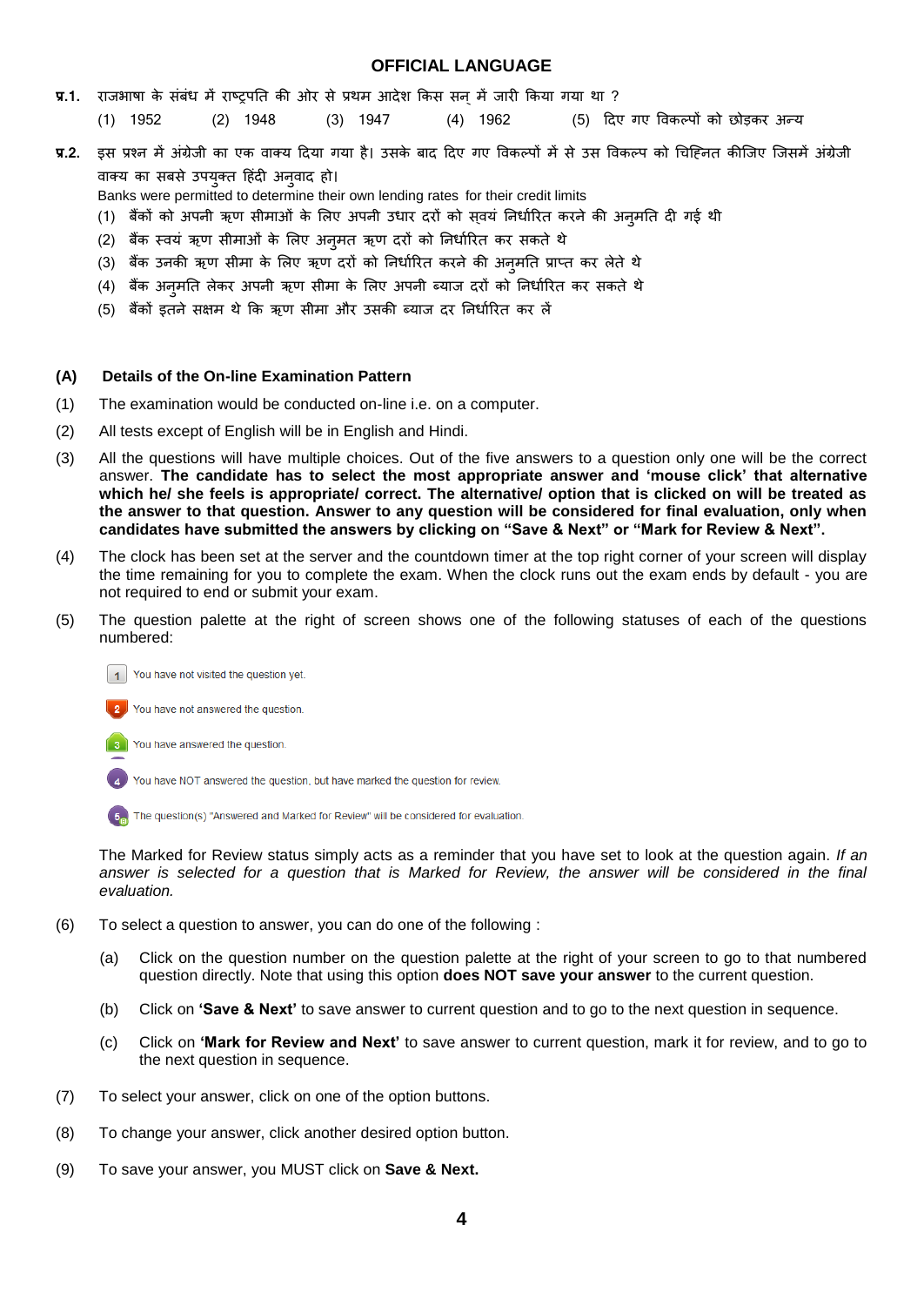## OFFICIAL LANGUAGE

**प्र.1.** राजभाषा के संबंध में राष्ट्रपति की ओर से प्रथम आदेश किस सन् में जारी किया गया था ?

(1) 1952 (2) 1948 (3) 1947 (4) 1962 (5) दिए गए विकल्पों को छोड़कर अन्य

**प्र.2.** इस प्रश्न में अंग्रेजी का एक वाक्य दिया गया है। उसके बाद दिए गए विकल्पों में से उस विकल्प को चिह्नित कीजिए जिसमें अंग्रेजी वाक्य का सबसे उपयुक्त हिंदी अनुवाद हो।

Banks were permitted to determine their own lending rates for their credit limits

(1) बैंकों को अपनी ऋण सीमाओं के लिए अपनी उधार दरों को स्वयं निर्धारित करने की अनुमति दी गई थी
(2) बैंक स्वयं ऋण सीमाओं के लिए अनुमत ऋण दरों को निर्धारित कर सकते थे
(3) बैंक उनकी ऋण सीमा के लिए ऋण दरों को निर्धारित करने की अनुमति प्राप्त कर लेते थे
(4) बैंक अनुमति लेकर अपनी ऋण सीमा के लिए अपनी ब्याज दरों को निर्धारित कर सकते थे
(5) बैंकों इतने सक्षम थे कि ऋण सीमा और उसकी ब्याज दर निर्धारित कर लें

## (A) Details of the On-line Examination Pattern

(1) The examination would be conducted on-line i.e. on a computer.

(2) All tests except of English will be in English and Hindi.

(3) All the questions will have multiple choices. Out of the five answers to a question only one will be the correct answer. **The candidate has to select the most appropriate answer and 'mouse click' that alternative which he/ she feels is appropriate/ correct. The alternative/ option that is clicked on will be treated as the answer to that question. Answer to any question will be considered for final evaluation, only when candidates have submitted the answers by clicking on "Save & Next" or "Mark for Review & Next".**

(4) The clock has been set at the server and the countdown timer at the top right corner of your screen will display the time remaining for you to complete the exam. When the clock runs out the exam ends by default - you are not required to end or submit your exam.

(5) The question palette at the right of screen shows one of the following statuses of each of the questions numbered:

- 1 You have not visited the question yet.
- 2 You have not answered the question.
- 3 You have answered the question.
- 4 You have NOT answered the question, but have marked the question for review.
- 5 The question(s) "Answered and Marked for Review" will be considered for evaluation.

The Marked for Review status simply acts as a reminder that you have set to look at the question again. *If an answer is selected for a question that is Marked for Review, the answer will be considered in the final evaluation.*

(6) To select a question to answer, you can do one of the following :

(a) Click on the question number on the question palette at the right of your screen to go to that numbered question directly. Note that using this option **does NOT save your answer** to the current question.

(b) Click on **'Save & Next'** to save answer to current question and to go to the next question in sequence.

(c) Click on **'Mark for Review and Next'** to save answer to current question, mark it for review, and to go to the next question in sequence.

(7) To select your answer, click on one of the option buttons.

(8) To change your answer, click another desired option button.

(9) To save your answer, you MUST click on **Save & Next.**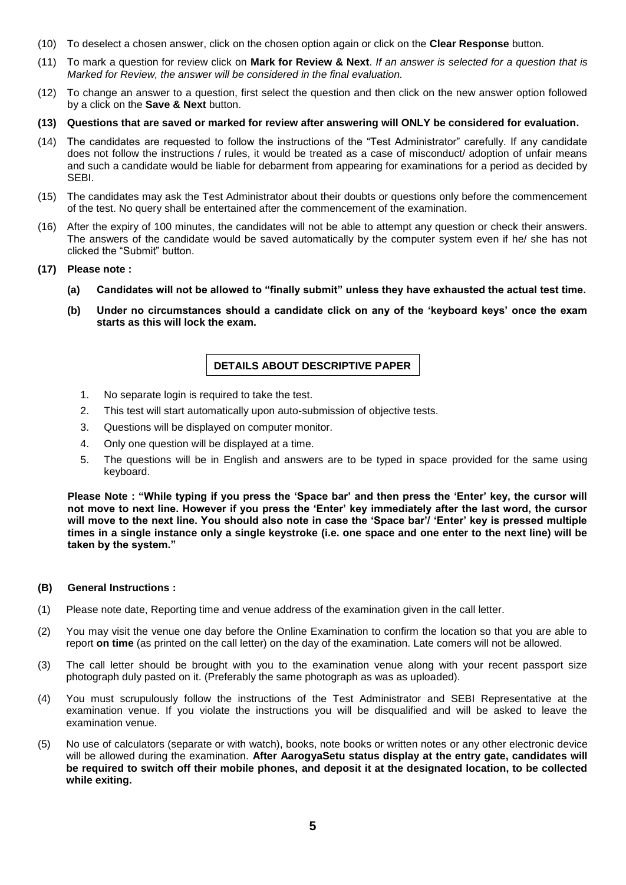(10) To deselect a chosen answer, click on the chosen option again or click on the **Clear Response** button.

(11) To mark a question for review click on **Mark for Review & Next**. *If an answer is selected for a question that is Marked for Review, the answer will be considered in the final evaluation.*

(12) To change an answer to a question, first select the question and then click on the new answer option followed by a click on the **Save & Next** button.

**(13) Questions that are saved or marked for review after answering will ONLY be considered for evaluation.**

(14) The candidates are requested to follow the instructions of the "Test Administrator" carefully. If any candidate does not follow the instructions / rules, it would be treated as a case of misconduct/ adoption of unfair means and such a candidate would be liable for debarment from appearing for examinations for a period as decided by SEBI.

(15) The candidates may ask the Test Administrator about their doubts or questions only before the commencement of the test. No query shall be entertained after the commencement of the examination.

(16) After the expiry of 100 minutes, the candidates will not be able to attempt any question or check their answers. The answers of the candidate would be saved automatically by the computer system even if he/ she has not clicked the "Submit" button.

**(17) Please note :**

**(a) Candidates will not be allowed to "finally submit" unless they have exhausted the actual test time.**

**(b) Under no circumstances should a candidate click on any of the 'keyboard keys' once the exam starts as this will lock the exam.**

## DETAILS ABOUT DESCRIPTIVE PAPER

1. No separate login is required to take the test.
2. This test will start automatically upon auto-submission of objective tests.
3. Questions will be displayed on computer monitor.
4. Only one question will be displayed at a time.
5. The questions will be in English and answers are to be typed in space provided for the same using keyboard.

**Please Note : "While typing if you press the 'Space bar' and then press the 'Enter' key, the cursor will not move to next line. However if you press the 'Enter' key immediately after the last word, the cursor will move to the next line. You should also note in case the 'Space bar'/ 'Enter' key is pressed multiple times in a single instance only a single keystroke (i.e. one space and one enter to the next line) will be taken by the system."**

**(B) General Instructions :**

(1) Please note date, Reporting time and venue address of the examination given in the call letter.

(2) You may visit the venue one day before the Online Examination to confirm the location so that you are able to report **on time** (as printed on the call letter) on the day of the examination. Late comers will not be allowed.

(3) The call letter should be brought with you to the examination venue along with your recent passport size photograph duly pasted on it. (Preferably the same photograph as was as uploaded).

(4) You must scrupulously follow the instructions of the Test Administrator and SEBI Representative at the examination venue. If you violate the instructions you will be disqualified and will be asked to leave the examination venue.

(5) No use of calculators (separate or with watch), books, note books or written notes or any other electronic device will be allowed during the examination. **After AarogyaSetu status display at the entry gate, candidates will be required to switch off their mobile phones, and deposit it at the designated location, to be collected while exiting.**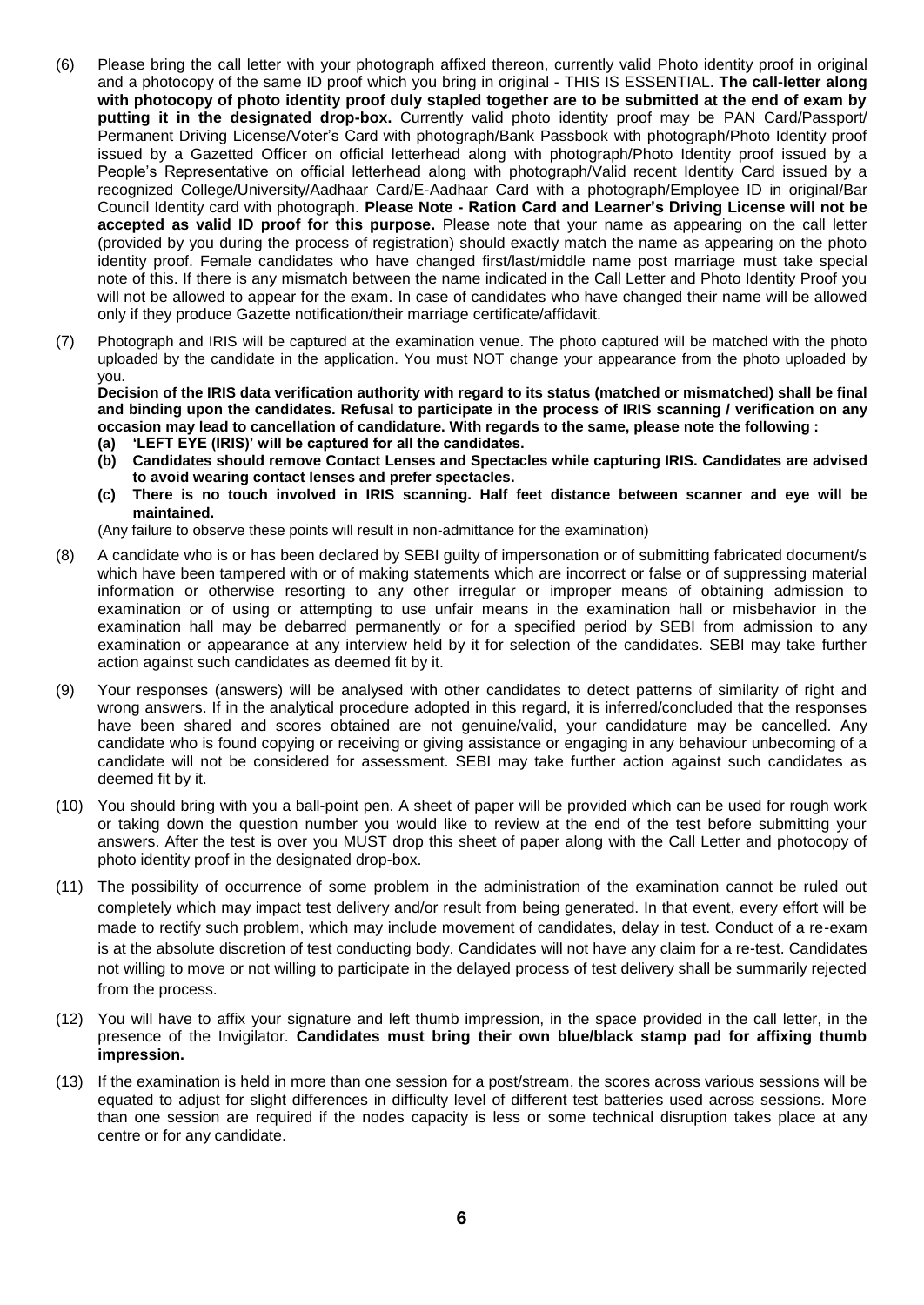(6) Please bring the call letter with your photograph affixed thereon, currently valid Photo identity proof in original and a photocopy of the same ID proof which you bring in original - THIS IS ESSENTIAL. **The call-letter along with photocopy of photo identity proof duly stapled together are to be submitted at the end of exam by putting it in the designated drop-box.** Currently valid photo identity proof may be PAN Card/Passport/ Permanent Driving License/Voter's Card with photograph/Bank Passbook with photograph/Photo Identity proof issued by a Gazetted Officer on official letterhead along with photograph/Photo Identity proof issued by a People's Representative on official letterhead along with photograph/Valid recent Identity Card issued by a recognized College/University/Aadhaar Card/E-Aadhaar Card with a photograph/Employee ID in original/Bar Council Identity card with photograph. **Please Note - Ration Card and Learner's Driving License will not be accepted as valid ID proof for this purpose.** Please note that your name as appearing on the call letter (provided by you during the process of registration) should exactly match the name as appearing on the photo identity proof. Female candidates who have changed first/last/middle name post marriage must take special note of this. If there is any mismatch between the name indicated in the Call Letter and Photo Identity Proof you will not be allowed to appear for the exam. In case of candidates who have changed their name will be allowed only if they produce Gazette notification/their marriage certificate/affidavit.

(7) Photograph and IRIS will be captured at the examination venue. The photo captured will be matched with the photo uploaded by the candidate in the application. You must NOT change your appearance from the photo uploaded by you.
**Decision of the IRIS data verification authority with regard to its status (matched or mismatched) shall be final and binding upon the candidates. Refusal to participate in the process of IRIS scanning / verification on any occasion may lead to cancellation of candidature. With regards to the same, please note the following :**
**(a) 'LEFT EYE (IRIS)' will be captured for all the candidates.**
**(b) Candidates should remove Contact Lenses and Spectacles while capturing IRIS. Candidates are advised to avoid wearing contact lenses and prefer spectacles.**
**(c) There is no touch involved in IRIS scanning. Half feet distance between scanner and eye will be maintained.**
(Any failure to observe these points will result in non-admittance for the examination)

(8) A candidate who is or has been declared by SEBI guilty of impersonation or of submitting fabricated document/s which have been tampered with or of making statements which are incorrect or false or of suppressing material information or otherwise resorting to any other irregular or improper means of obtaining admission to examination or of using or attempting to use unfair means in the examination hall or misbehavior in the examination hall may be debarred permanently or for a specified period by SEBI from admission to any examination or appearance at any interview held by it for selection of the candidates. SEBI may take further action against such candidates as deemed fit by it.

(9) Your responses (answers) will be analysed with other candidates to detect patterns of similarity of right and wrong answers. If in the analytical procedure adopted in this regard, it is inferred/concluded that the responses have been shared and scores obtained are not genuine/valid, your candidature may be cancelled. Any candidate who is found copying or receiving or giving assistance or engaging in any behaviour unbecoming of a candidate will not be considered for assessment. SEBI may take further action against such candidates as deemed fit by it.

(10) You should bring with you a ball-point pen. A sheet of paper will be provided which can be used for rough work or taking down the question number you would like to review at the end of the test before submitting your answers. After the test is over you MUST drop this sheet of paper along with the Call Letter and photocopy of photo identity proof in the designated drop-box.

(11) The possibility of occurrence of some problem in the administration of the examination cannot be ruled out completely which may impact test delivery and/or result from being generated. In that event, every effort will be made to rectify such problem, which may include movement of candidates, delay in test. Conduct of a re-exam is at the absolute discretion of test conducting body. Candidates will not have any claim for a re-test. Candidates not willing to move or not willing to participate in the delayed process of test delivery shall be summarily rejected from the process.

(12) You will have to affix your signature and left thumb impression, in the space provided in the call letter, in the presence of the Invigilator. **Candidates must bring their own blue/black stamp pad for affixing thumb impression.**

(13) If the examination is held in more than one session for a post/stream, the scores across various sessions will be equated to adjust for slight differences in difficulty level of different test batteries used across sessions. More than one session are required if the nodes capacity is less or some technical disruption takes place at any centre or for any candidate.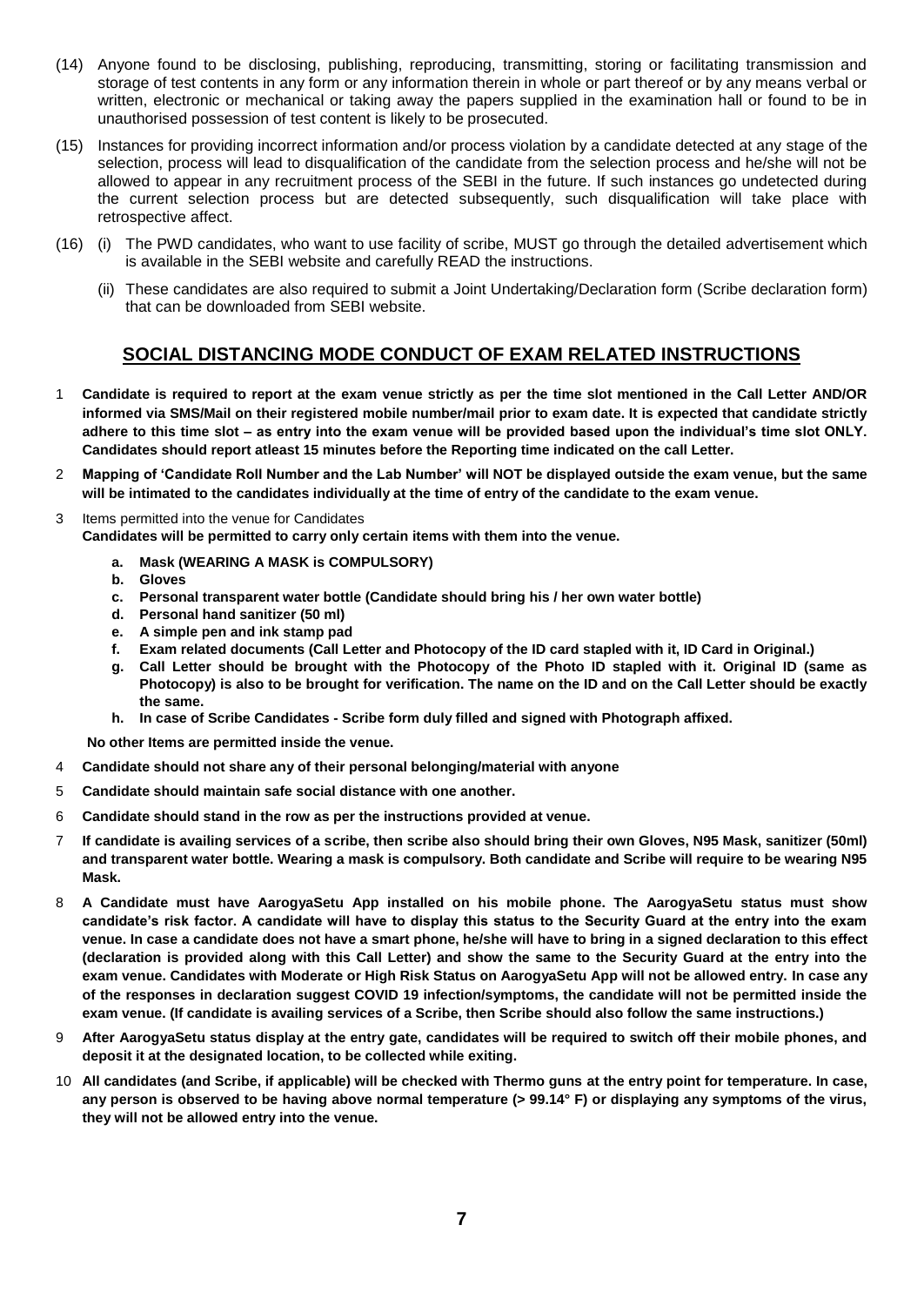(14) Anyone found to be disclosing, publishing, reproducing, transmitting, storing or facilitating transmission and storage of test contents in any form or any information therein in whole or part thereof or by any means verbal or written, electronic or mechanical or taking away the papers supplied in the examination hall or found to be in unauthorised possession of test content is likely to be prosecuted.

(15) Instances for providing incorrect information and/or process violation by a candidate detected at any stage of the selection, process will lead to disqualification of the candidate from the selection process and he/she will not be allowed to appear in any recruitment process of the SEBI in the future. If such instances go undetected during the current selection process but are detected subsequently, such disqualification will take place with retrospective affect.

(16) (i) The PWD candidates, who want to use facility of scribe, MUST go through the detailed advertisement which is available in the SEBI website and carefully READ the instructions.

(ii) These candidates are also required to submit a Joint Undertaking/Declaration form (Scribe declaration form) that can be downloaded from SEBI website.

## SOCIAL DISTANCING MODE CONDUCT OF EXAM RELATED INSTRUCTIONS

1 **Candidate is required to report at the exam venue strictly as per the time slot mentioned in the Call Letter AND/OR informed via SMS/Mail on their registered mobile number/mail prior to exam date. It is expected that candidate strictly adhere to this time slot – as entry into the exam venue will be provided based upon the individual's time slot ONLY. Candidates should report atleast 15 minutes before the Reporting time indicated on the call Letter.**

2 **Mapping of 'Candidate Roll Number and the Lab Number' will NOT be displayed outside the exam venue, but the same will be intimated to the candidates individually at the time of entry of the candidate to the exam venue.**

3 Items permitted into the venue for Candidates
**Candidates will be permitted to carry only certain items with them into the venue.**

- **a. Mask (WEARING A MASK is COMPULSORY)**
- **b. Gloves**
- **c. Personal transparent water bottle (Candidate should bring his / her own water bottle)**
- **d. Personal hand sanitizer (50 ml)**
- **e. A simple pen and ink stamp pad**
- **f. Exam related documents (Call Letter and Photocopy of the ID card stapled with it, ID Card in Original.)**
- **g. Call Letter should be brought with the Photocopy of the Photo ID stapled with it. Original ID (same as Photocopy) is also to be brought for verification. The name on the ID and on the Call Letter should be exactly the same.**
- **h. In case of Scribe Candidates - Scribe form duly filled and signed with Photograph affixed.**

**No other Items are permitted inside the venue.**

4 **Candidate should not share any of their personal belonging/material with anyone**

5 **Candidate should maintain safe social distance with one another.**

6 **Candidate should stand in the row as per the instructions provided at venue.**

7 **If candidate is availing services of a scribe, then scribe also should bring their own Gloves, N95 Mask, sanitizer (50ml) and transparent water bottle. Wearing a mask is compulsory. Both candidate and Scribe will require to be wearing N95 Mask.**

8 **A Candidate must have AarogyaSetu App installed on his mobile phone. The AarogyaSetu status must show candidate's risk factor. A candidate will have to display this status to the Security Guard at the entry into the exam venue. In case a candidate does not have a smart phone, he/she will have to bring in a signed declaration to this effect (declaration is provided along with this Call Letter) and show the same to the Security Guard at the entry into the exam venue. Candidates with Moderate or High Risk Status on AarogyaSetu App will not be allowed entry. In case any of the responses in declaration suggest COVID 19 infection/symptoms, the candidate will not be permitted inside the exam venue. (If candidate is availing services of a Scribe, then Scribe should also follow the same instructions.)**

9 **After AarogyaSetu status display at the entry gate, candidates will be required to switch off their mobile phones, and deposit it at the designated location, to be collected while exiting.**

10 **All candidates (and Scribe, if applicable) will be checked with Thermo guns at the entry point for temperature. In case, any person is observed to be having above normal temperature (> 99.14° F) or displaying any symptoms of the virus, they will not be allowed entry into the venue.**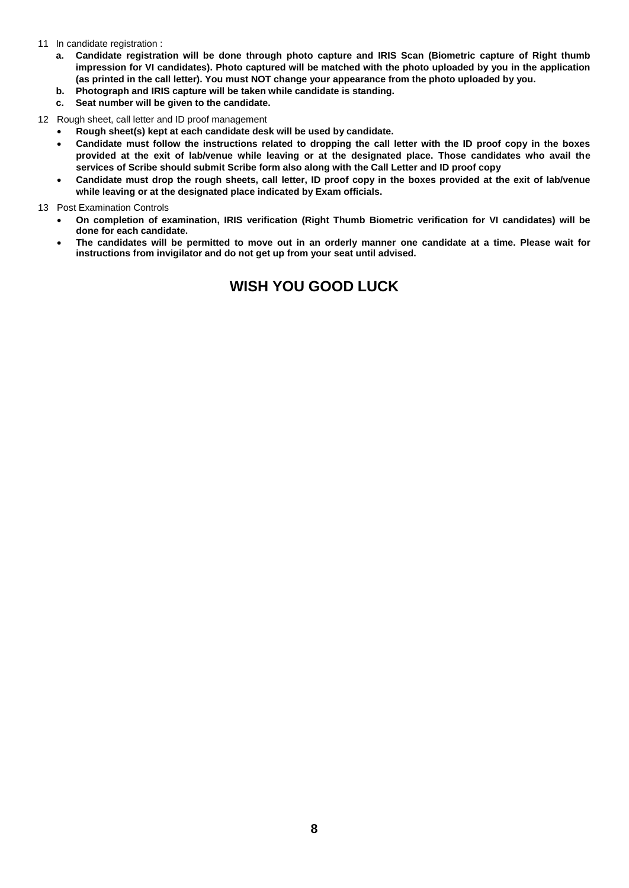11 In candidate registration :

   a. **Candidate registration will be done through photo capture and IRIS Scan (Biometric capture of Right thumb impression for VI candidates). Photo captured will be matched with the photo uploaded by you in the application (as printed in the call letter). You must NOT change your appearance from the photo uploaded by you.**
   b. **Photograph and IRIS capture will be taken while candidate is standing.**
   c. **Seat number will be given to the candidate.**

12 Rough sheet, call letter and ID proof management

   - **Rough sheet(s) kept at each candidate desk will be used by candidate.**
   - **Candidate must follow the instructions related to dropping the call letter with the ID proof copy in the boxes provided at the exit of lab/venue while leaving or at the designated place. Those candidates who avail the services of Scribe should submit Scribe form also along with the Call Letter and ID proof copy**
   - **Candidate must drop the rough sheets, call letter, ID proof copy in the boxes provided at the exit of lab/venue while leaving or at the designated place indicated by Exam officials.**

13 Post Examination Controls

   - **On completion of examination, IRIS verification (Right Thumb Biometric verification for VI candidates) will be done for each candidate.**
   - **The candidates will be permitted to move out in an orderly manner one candidate at a time. Please wait for instructions from invigilator and do not get up from your seat until advised.**

## WISH YOU GOOD LUCK